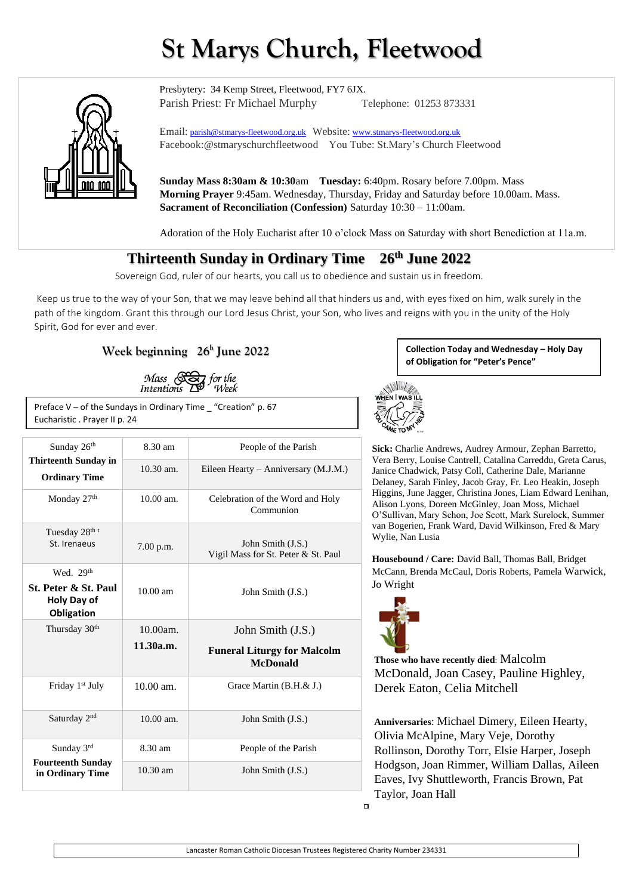# St Marys Church, Fleetwood

Presbytery: 34 Kemp Street, Fleetwood, FY7 6JX.
Parish Priest: Fr Michael Murphy Telephone: 01253 873331

Email: parish@stmarys-fleetwood.org.uk Website: www.stmarys-fleetwood.org.uk
Facebook:@stmaryschurchfleetwood You Tube: St.Mary's Church Fleetwood

**Sunday Mass 8:30am & 10:30**am **Tuesday:** 6:40pm. Rosary before 7.00pm. Mass
**Morning Prayer** 9:45am. Wednesday, Thursday, Friday and Saturday before 10.00am. Mass.
**Sacrament of Reconciliation (Confession)** Saturday 10:30 – 11:00am.

Adoration of the Holy Eucharist after 10 o'clock Mass on Saturday with short Benediction at 11a.m.

## Thirteenth Sunday in Ordinary Time 26th June 2022

Sovereign God, ruler of our hearts, you call us to obedience and sustain us in freedom.

Keep us true to the way of your Son, that we may leave behind all that hinders us and, with eyes fixed on him, walk surely in the path of the kingdom. Grant this through our Lord Jesus Christ, your Son, who lives and reigns with you in the unity of the Holy Spirit, God for ever and ever.

### Week beginning 26th June 2022

Mass Intentions for the Week

Preface V – of the Sundays in Ordinary Time _ "Creation" p. 67
Eucharistic . Prayer II p. 24

| Day | Time | Intention |
|---|---|---|
| Sunday 26th **Thirteenth Sunday in Ordinary Time** | 8.30 am | People of the Parish |
| | 10.30 am. | Eileen Hearty – Anniversary (M.J.M.) |
| Monday 27th | 10.00 am. | Celebration of the Word and Holy Communion |
| Tuesday 28th St. Irenaeus | 7.00 p.m. | John Smith (J.S.) Vigil Mass for St. Peter & St. Paul |
| Wed. 29th **St. Peter & St. Paul Holy Day of Obligation** | 10.00 am | John Smith (J.S.) |
| Thursday 30th | 10.00am. | John Smith (J.S.) |
| | **11.30a.m.** | **Funeral Liturgy for Malcolm McDonald** |
| Friday 1st July | 10.00 am. | Grace Martin (B.H.& J.) |
| Saturday 2nd | 10.00 am. | John Smith (J.S.) |
| Sunday 3rd **Fourteenth Sunday in Ordinary Time** | 8.30 am | People of the Parish |
| | 10.30 am | John Smith (J.S.) |

**Collection Today and Wednesday – Holy Day of Obligation for "Peter's Pence"**

**Sick:** Charlie Andrews, Audrey Armour, Zephan Barretto, Vera Berry, Louise Cantrell, Catalina Carreddu, Greta Carus, Janice Chadwick, Patsy Coll, Catherine Dale, Marianne Delaney, Sarah Finley, Jacob Gray, Fr. Leo Heakin, Joseph Higgins, June Jagger, Christina Jones, Liam Edward Lenihan, Alison Lyons, Doreen McGinley, Joan Moss, Michael O'Sullivan, Mary Schon, Joe Scott, Mark Surelock, Summer van Bogerien, Frank Ward, David Wilkinson, Fred & Mary Wylie, Nan Lusia

**Housebound / Care:** David Ball, Thomas Ball, Bridget McCann, Brenda McCaul, Doris Roberts, Pamela Warwick, Jo Wright

**Those who have recently died**: Malcolm McDonald, Joan Casey, Pauline Highley, Derek Eaton, Celia Mitchell

**Anniversaries**: Michael Dimery, Eileen Hearty, Olivia McAlpine, Mary Veje, Dorothy Rollinson, Dorothy Torr, Elsie Harper, Joseph Hodgson, Joan Rimmer, William Dallas, Aileen Eaves, Ivy Shuttleworth, Francis Brown, Pat Taylor, Joan Hall

Lancaster Roman Catholic Diocesan Trustees Registered Charity Number 234331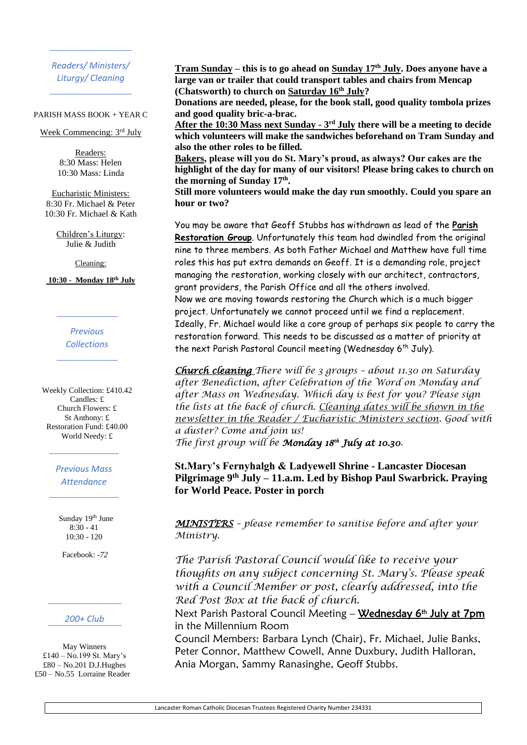### *Readers/ Ministers/ Liturgy/ Cleaning*

PARISH MASS BOOK + YEAR C

Week Commencing: 3rd July

Readers:
8:30 Mass: Helen
10:30 Mass: Linda

Eucharistic Ministers:
8:30 Fr. Michael & Peter
10:30 Fr. Michael & Kath

Children's Liturgy:
Julie & Judith

Cleaning:

**10:30 - Monday 18th July**

### *Previous Collections*

Weekly Collection: £410.42
Candles: £
Church Flowers: £
St Anthony: £
Restoration Fund: £40.00
World Needy: £

### *Previous Mass Attendance*

Sunday 19th June
8:30 - 41
10:30 - 120

Facebook: *-72*

### *200+ Club*

May Winners
£140 – No.199 St. Mary's
£80 – No.201 D.J.Hughes
£50 – No.55 Lorraine Reader

**Tram Sunday – this is to go ahead on Sunday 17th July. Does anyone have a large van or trailer that could transport tables and chairs from Mencap (Chatsworth) to church on Saturday 16th July?**

**Donations are needed, please, for the book stall, good quality tombola prizes and good quality bric-a-brac.**

**After the 10:30 Mass next Sunday - 3rd July there will be a meeting to decide which volunteers will make the sandwiches beforehand on Tram Sunday and also the other roles to be filled.**

**Bakers, please will you do St. Mary's proud, as always? Our cakes are the highlight of the day for many of our visitors! Please bring cakes to church on the morning of Sunday 17th.**

**Still more volunteers would make the day run smoothly. Could you spare an hour or two?**

You may be aware that Geoff Stubbs has withdrawn as lead of the **Parish Restoration Group**. Unfortunately this team had dwindled from the original nine to three members. As both Father Michael and Matthew have full time roles this has put extra demands on Geoff. It is a demanding role, project managing the restoration, working closely with our architect, contractors, grant providers, the Parish Office and all the others involved.
Now we are moving towards restoring the Church which is a much bigger project. Unfortunately we cannot proceed until we find a replacement. Ideally, Fr. Michael would like a core group of perhaps six people to carry the restoration forward. This needs to be discussed as a matter of priority at the next Parish Pastoral Council meeting (Wednesday 6th July).

***Church cleaning*** *There will be 3 groups – about 11.30 on Saturday after Benediction, after Celebration of the Word on Monday and after Mass on Wednesday. Which day is best for you? Please sign the lists at the back of church. Cleaning dates will be shown in the newsletter in the Reader / Eucharistic Ministers section. Good with a duster? Come and join us!*
*The first group will be* ***Monday 18th July at 10.30****.*

**St.Mary's Fernyhalgh & Ladyewell Shrine - Lancaster Diocesan Pilgrimage 9th July – 11.a.m. Led by Bishop Paul Swarbrick. Praying for World Peace. Poster in porch**

***MINISTERS*** *– please remember to sanitise before and after your Ministry.*

*The Parish Pastoral Council would like to receive your thoughts on any subject concerning St. Mary's. Please speak with a Council Member or post, clearly addressed, into the Red Post Box at the back of church.*

Next Parish Pastoral Council Meeting – Wednesday 6th July at 7pm in the Millennium Room

Council Members: Barbara Lynch (Chair), Fr. Michael, Julie Banks, Peter Connor, Matthew Cowell, Anne Duxbury, Judith Halloran, Ania Morgan, Sammy Ranasinghe, Geoff Stubbs.

Lancaster Roman Catholic Diocesan Trustees Registered Charity Number 234331